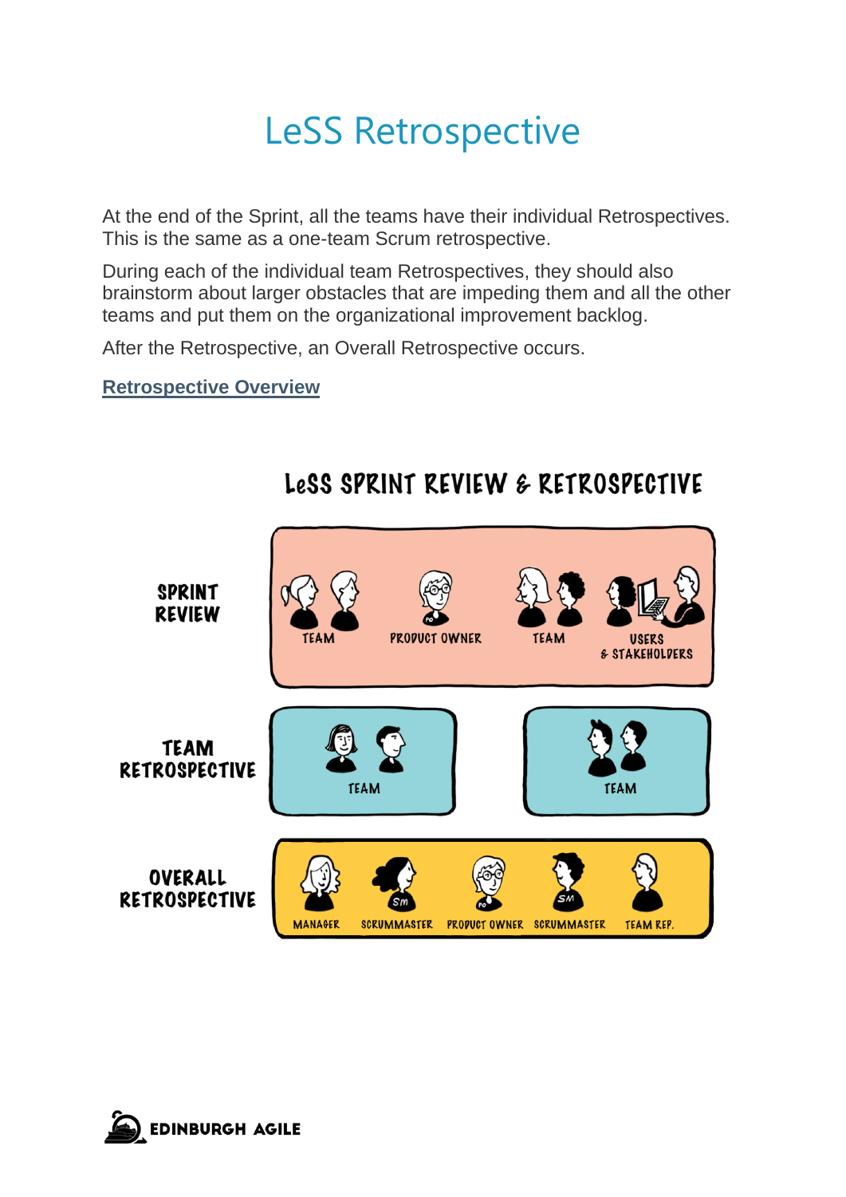# LeSS Retrospective

At the end of the Sprint, all the teams have their individual Retrospectives. This is the same as a one-team Scrum retrospective.

During each of the individual team Retrospectives, they should also brainstorm about larger obstacles that are impeding them and all the other teams and put them on the organizational improvement backlog.

After the Retrospective, an Overall Retrospective occurs.

[Retrospective Overview]()

**LeSS SPRINT REVIEW & RETROSPECTIVE**

**SPRINT REVIEW**: TEAM, PRODUCT OWNER, TEAM, USERS & STAKEHOLDERS

**TEAM RETROSPECTIVE**: TEAM, TEAM

**OVERALL RETROSPECTIVE**: MANAGER, SCRUMMASTER, PRODUCT OWNER, SCRUMMASTER, TEAM REP.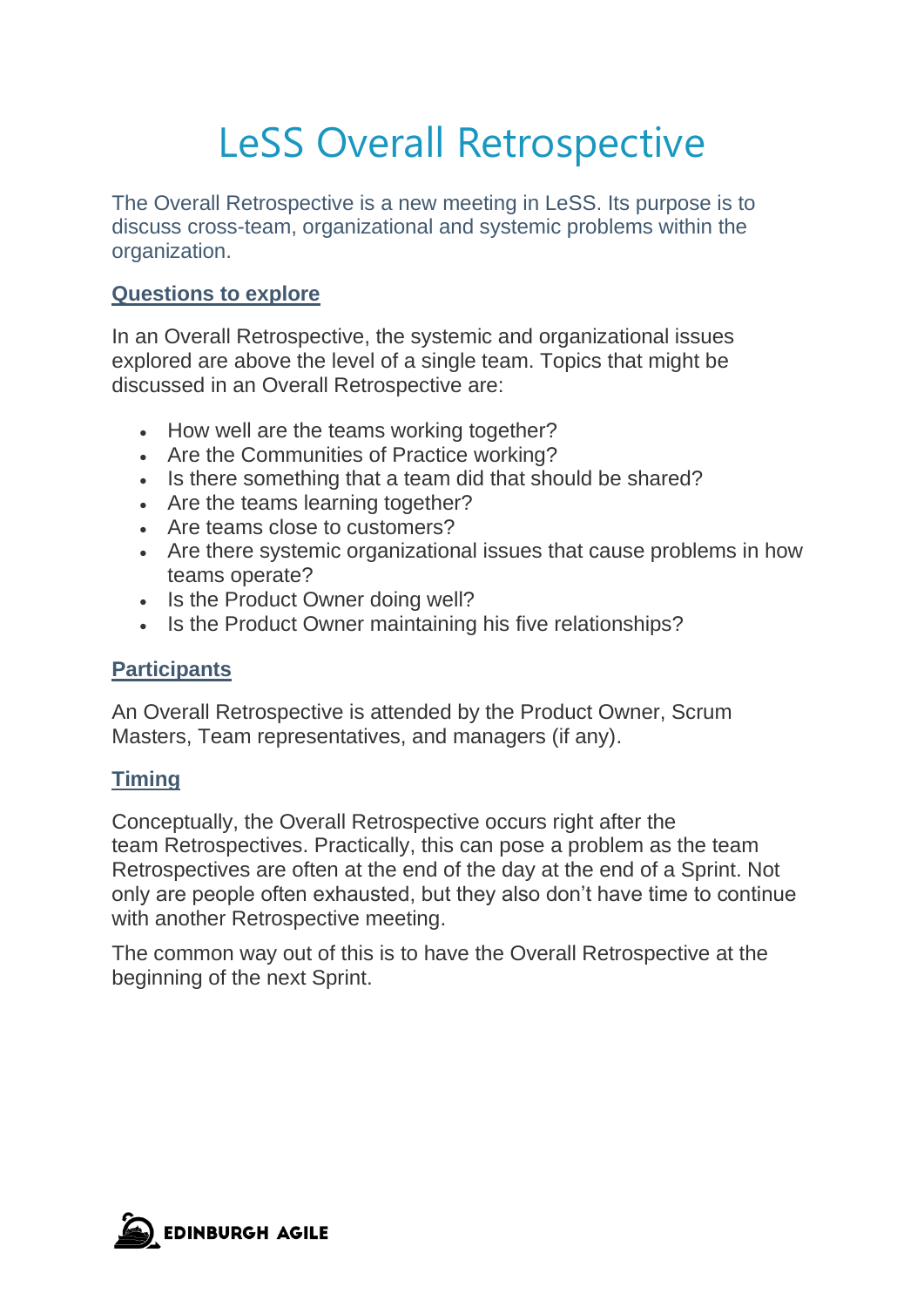# LeSS Overall Retrospective

The Overall Retrospective is a new meeting in LeSS. Its purpose is to discuss cross-team, organizational and systemic problems within the organization.

## Questions to explore

In an Overall Retrospective, the systemic and organizational issues explored are above the level of a single team. Topics that might be discussed in an Overall Retrospective are:

- How well are the teams working together?
- Are the Communities of Practice working?
- Is there something that a team did that should be shared?
- Are the teams learning together?
- Are teams close to customers?
- Are there systemic organizational issues that cause problems in how teams operate?
- Is the Product Owner doing well?
- Is the Product Owner maintaining his five relationships?

## Participants

An Overall Retrospective is attended by the Product Owner, Scrum Masters, Team representatives, and managers (if any).

## Timing

Conceptually, the Overall Retrospective occurs right after the team Retrospectives. Practically, this can pose a problem as the team Retrospectives are often at the end of the day at the end of a Sprint. Not only are people often exhausted, but they also don't have time to continue with another Retrospective meeting.

The common way out of this is to have the Overall Retrospective at the beginning of the next Sprint.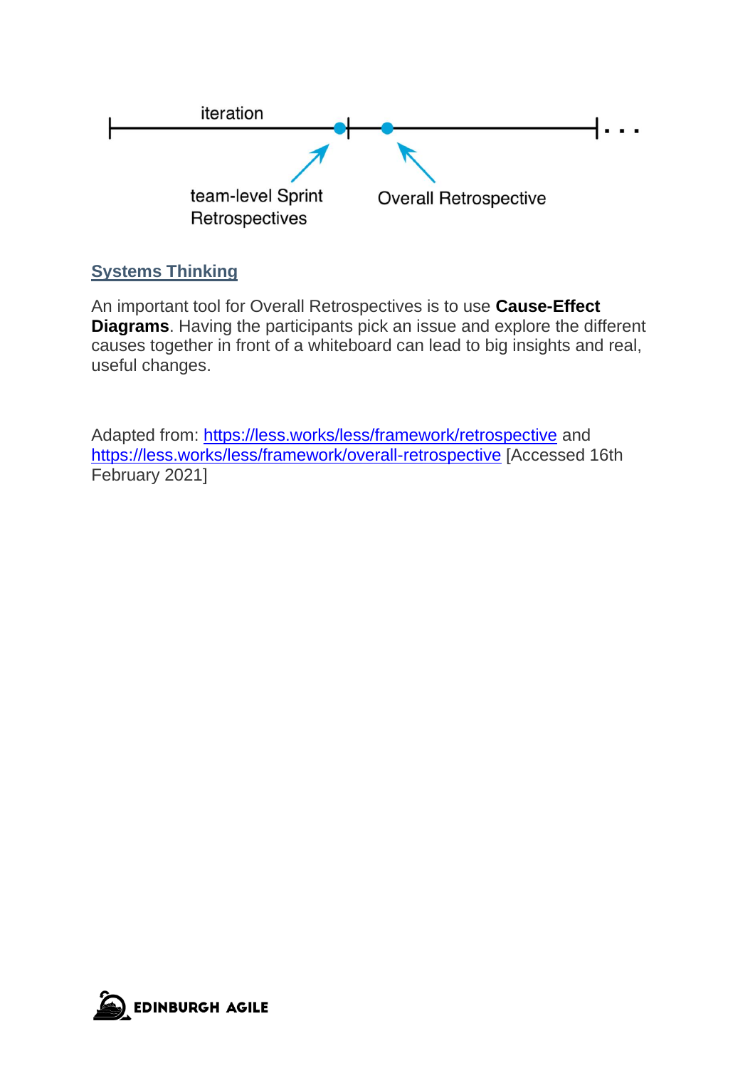iteration

team-level Sprint Retrospectives

Overall Retrospective

## Systems Thinking

An important tool for Overall Retrospectives is to use **Cause-Effect Diagrams**. Having the participants pick an issue and explore the different causes together in front of a whiteboard can lead to big insights and real, useful changes.

Adapted from: https://less.works/less/framework/retrospective and https://less.works/less/framework/overall-retrospective [Accessed 16th February 2021]